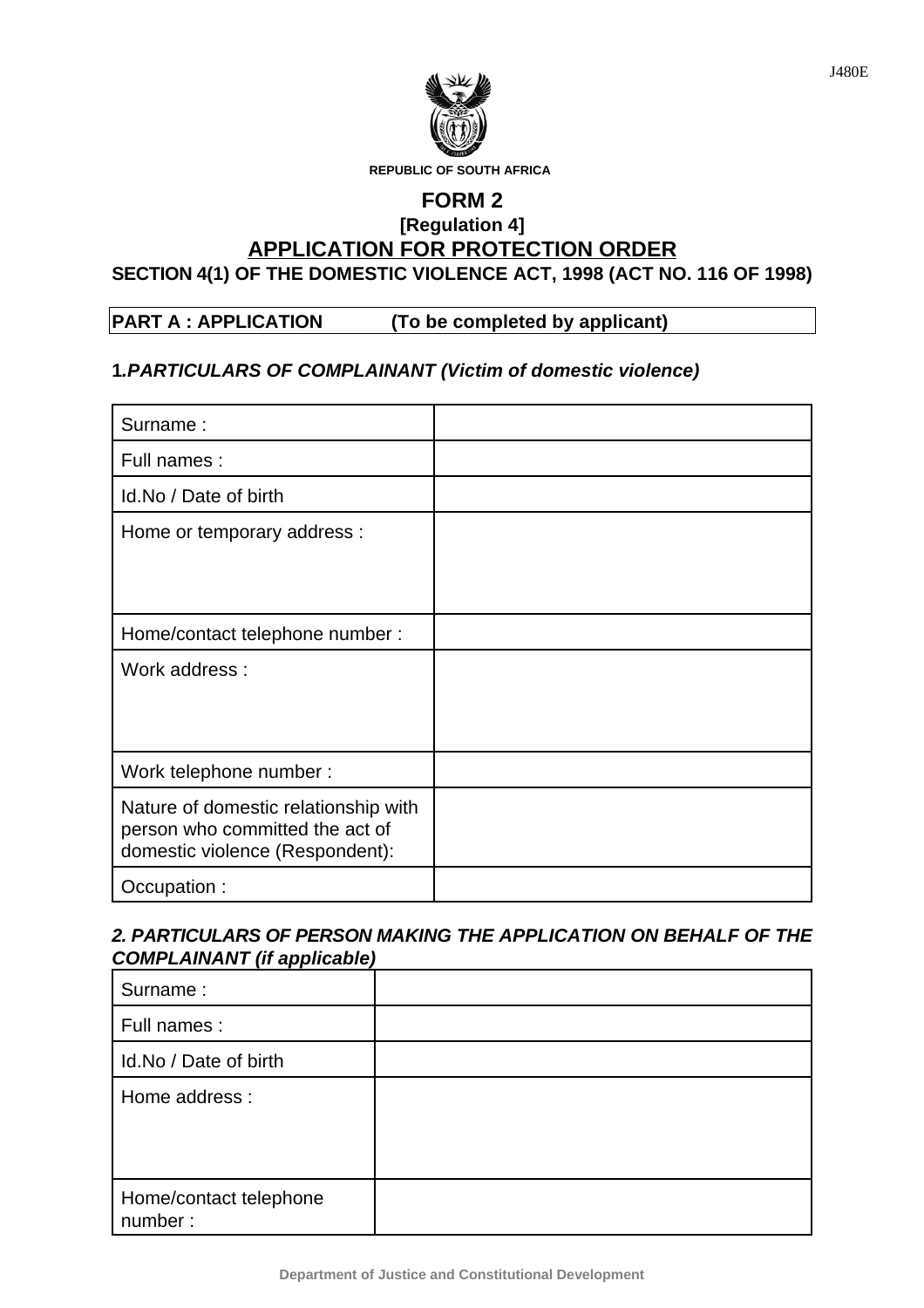J480E

REPUBLIC OF SOUTH AFRICA

# FORM 2

**[Regulation 4]**

## APPLICATION FOR PROTECTION ORDER

**SECTION 4(1) OF THE DOMESTIC VIOLENCE ACT, 1998 (ACT NO. 116 OF 1998)**

**PART A : APPLICATION (To be completed by applicant)**

### 1.*PARTICULARS OF COMPLAINANT (Victim of domestic violence)*

| | |
|---|---|
| Surname : | |
| Full names : | |
| Id.No / Date of birth | |
| Home or temporary address : | |
| Home/contact telephone number : | |
| Work address : | |
| Work telephone number : | |
| Nature of domestic relationship with person who committed the act of domestic violence (Respondent): | |
| Occupation : | |

### *2. PARTICULARS OF PERSON MAKING THE APPLICATION ON BEHALF OF THE COMPLAINANT (if applicable)*

| | |
|---|---|
| Surname : | |
| Full names : | |
| Id.No / Date of birth | |
| Home address : | |
| Home/contact telephone number : | |

Department of Justice and Constitutional Development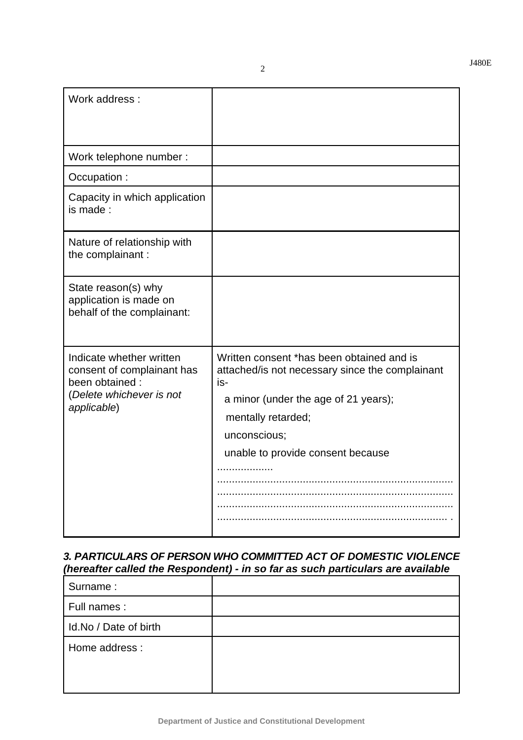| Work address : | |
|---|---|
| Work telephone number : | |
| Occupation : | |
| Capacity in which application is made : | |
| Nature of relationship with the complainant : | |
| State reason(s) why application is made on behalf of the complainant: | |
| Indicate whether written consent of complainant has been obtained : (*Delete whichever is not applicable*) | Written consent *has been obtained and is attached/is not necessary since the complainant is- a minor (under the age of 21 years); mentally retarded; unconscious; unable to provide consent because ................... .............................................................................. .............................................................................. .............................................................................. ............................................................................. . |

***3. PARTICULARS OF PERSON WHO COMMITTED ACT OF DOMESTIC VIOLENCE (hereafter called the Respondent) - in so far as such particulars are available***

| Surname : | |
|---|---|
| Full names : | |
| Id.No / Date of birth | |
| Home address : | |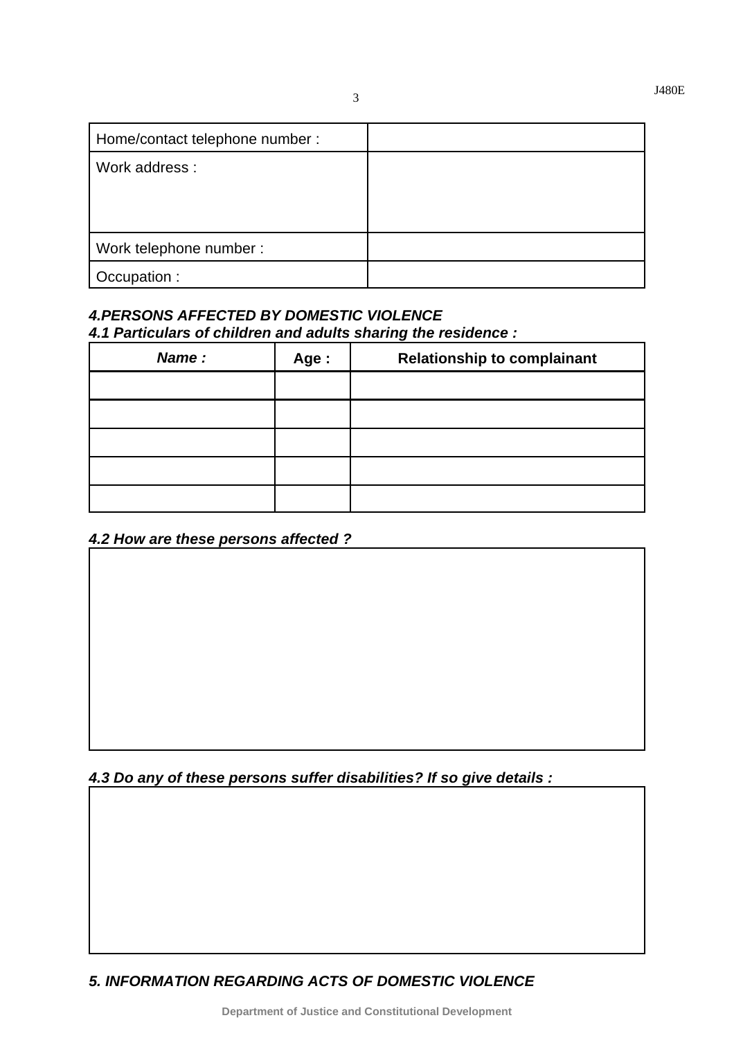| Home/contact telephone number : | |
|---|---|
| Work address : | |
| Work telephone number : | |
| Occupation : | |

### *4.PERSONS AFFECTED BY DOMESTIC VIOLENCE*

#### *4.1 Particulars of children and adults sharing the residence :*

| ***Name :*** | **Age :** | **Relationship to complainant** |
|---|---|---|
| | | |
| | | |
| | | |
| | | |
| | | |

#### *4.2 How are these persons affected ?*

| |
|---|
| |

#### *4.3 Do any of these persons suffer disabilities? If so give details :*

| |
|---|
| |

### *5. INFORMATION REGARDING ACTS OF DOMESTIC VIOLENCE*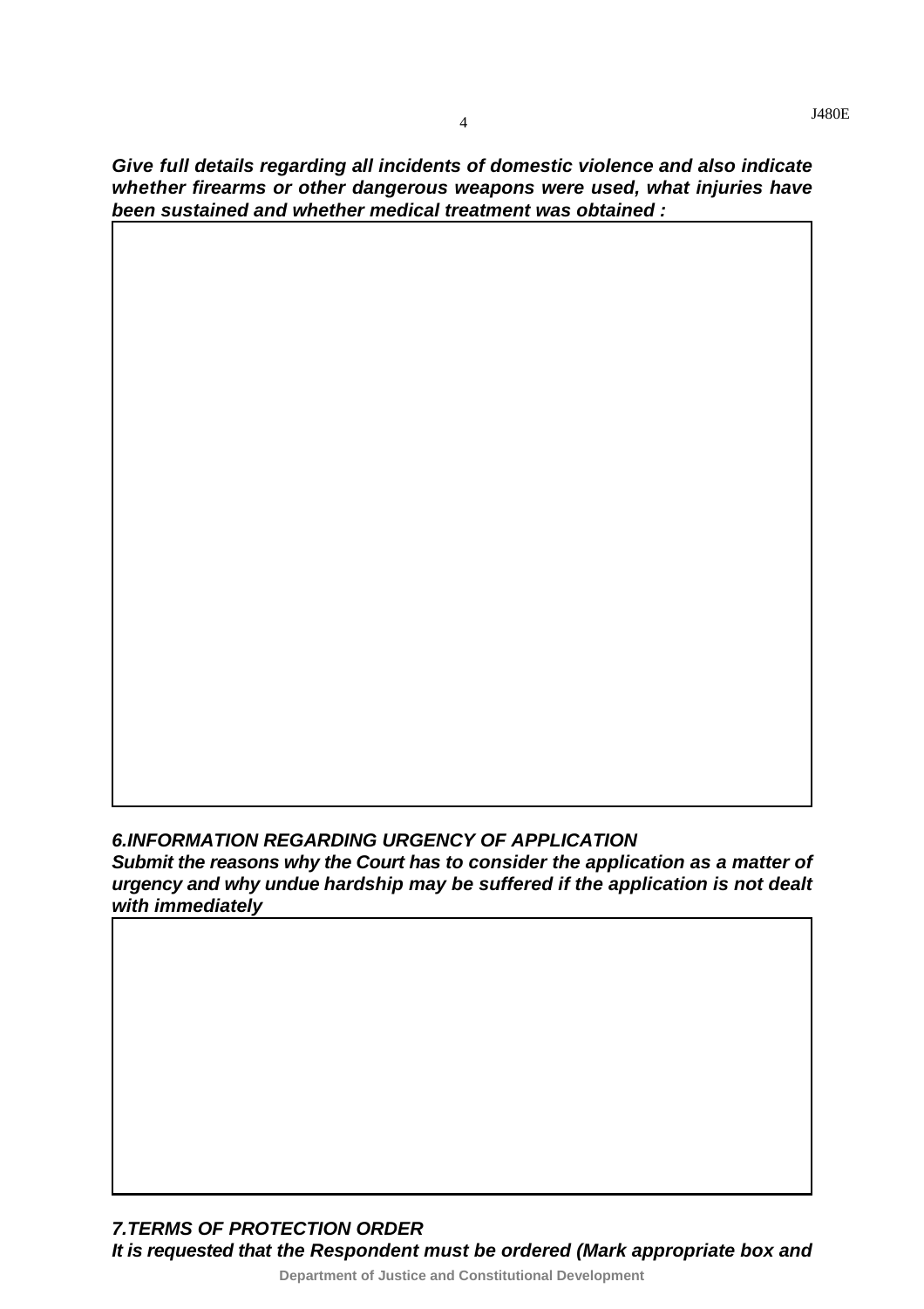***Give full details regarding all incidents of domestic violence and also indicate whether firearms or other dangerous weapons were used, what injuries have been sustained and whether medical treatment was obtained :***

| |
|---|
| |

### *6.INFORMATION REGARDING URGENCY OF APPLICATION*

***Submit the reasons why the Court has to consider the application as a matter of urgency and why undue hardship may be suffered if the application is not dealt with immediately***

| |
|---|
| |

### *7.TERMS OF PROTECTION ORDER*

***It is requested that the Respondent must be ordered (Mark appropriate box and***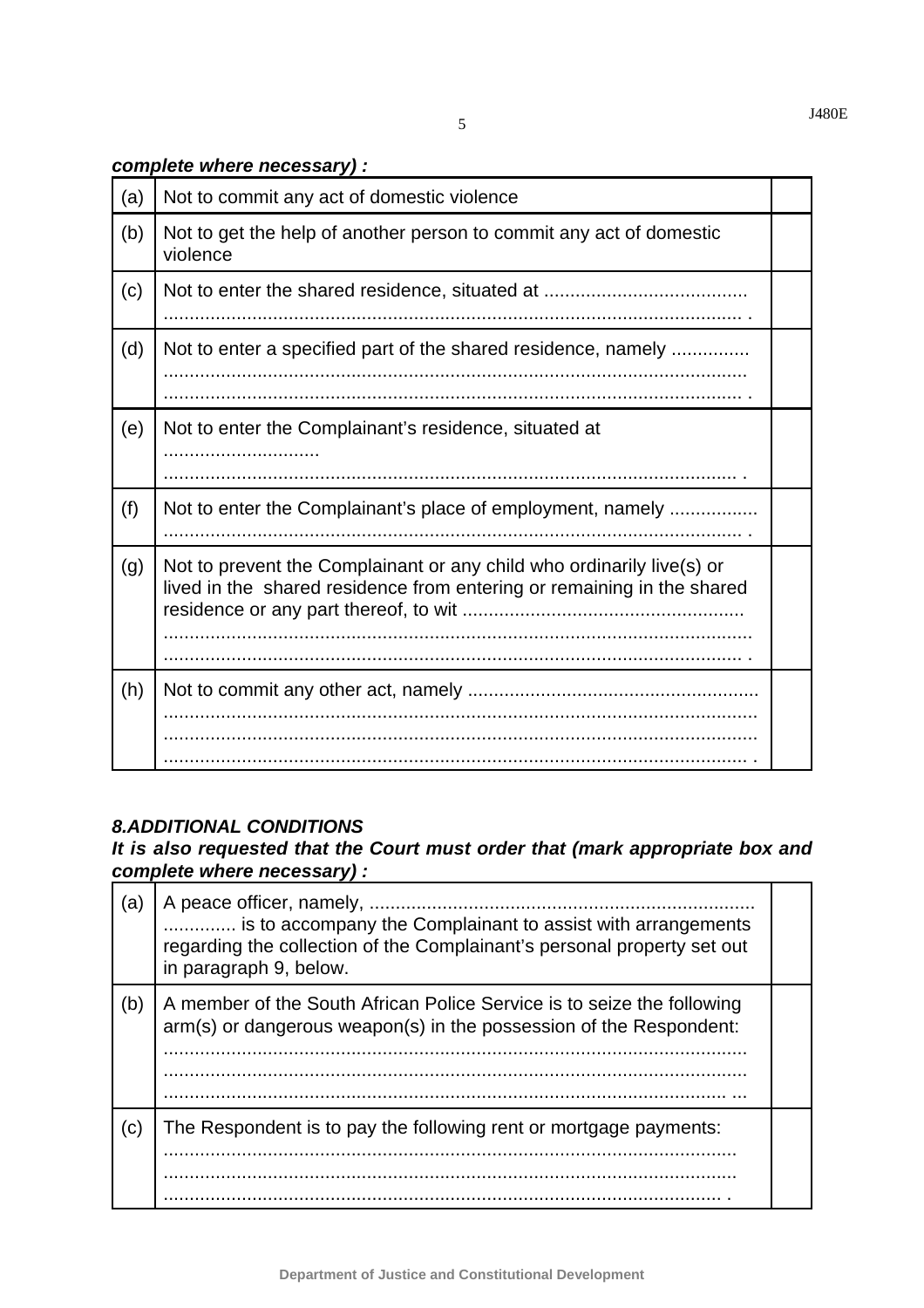***complete where necessary) :***

| | | |
|---|---|---|
| (a) | Not to commit any act of domestic violence | |
| (b) | Not to get the help of another person to commit any act of domestic violence | |
| (c) | Not to enter the shared residence, situated at ....................................... ............................................................................................................. . | |
| (d) | Not to enter a specified part of the shared residence, namely ............... ............................................................................................................. ............................................................................................................. . | |
| (e) | Not to enter the Complainant's residence, situated at ............................. ............................................................................................................. . | |
| (f) | Not to enter the Complainant's place of employment, namely ................. ............................................................................................................. . | |
| (g) | Not to prevent the Complainant or any child who ordinarily live(s) or lived in the shared residence from entering or remaining in the shared residence or any part thereof, to wit ..................................................... ............................................................................................................. ............................................................................................................. . | |
| (h) | Not to commit any other act, namely ....................................................... ............................................................................................................. ............................................................................................................. ............................................................................................................. . | |

***8.ADDITIONAL CONDITIONS***

***It is also requested that the Court must order that (mark appropriate box and complete where necessary) :***

| | | |
|---|---|---|
| (a) | A peace officer, namely, ......................................................................... .............. is to accompany the Complainant to assist with arrangements regarding the collection of the Complainant's personal property set out in paragraph 9, below. | |
| (b) | A member of the South African Police Service is to seize the following arm(s) or dangerous weapon(s) in the possession of the Respondent: ............................................................................................................. ............................................................................................................. ............................................................................................................ ... | |
| (c) | The Respondent is to pay the following rent or mortgage payments: ............................................................................................................ ............................................................................................................ ........................................................................................................... . | |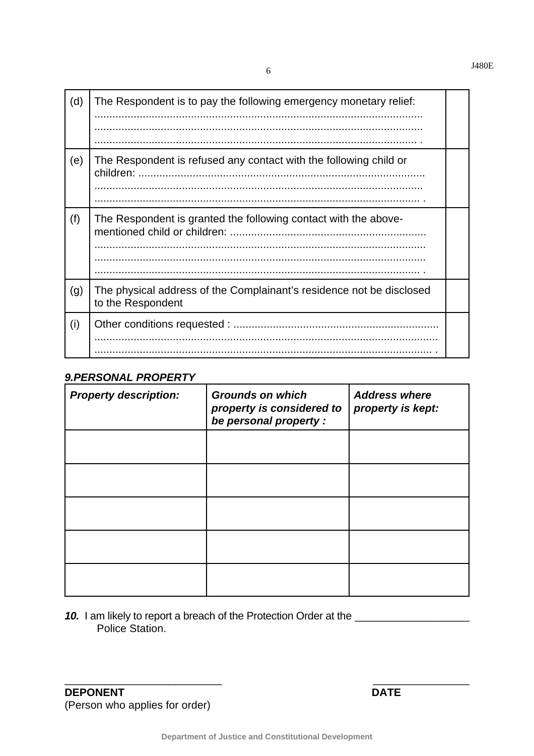| | | |
|---|---|---|
| (d) | The Respondent is to pay the following emergency monetary relief: .......................................................................................................... .......................................................................................................... .......................................................................................................... . | |
| (e) | The Respondent is refused any contact with the following child or children: ............................................................................................ .......................................................................................................... .......................................................................................................... . | |
| (f) | The Respondent is granted the following contact with the above-mentioned child or children: ............................................................... .......................................................................................................... .......................................................................................................... .......................................................................................................... . | |
| (g) | The physical address of the Complainant's residence not be disclosed to the Respondent | |
| (i) | Other conditions requested : .................................................................. .............................................................................................................. .............................................................................................................. . | |

***9.PERSONAL PROPERTY***

| ***Property description:*** | ***Grounds on which property is considered to be personal property :*** | ***Address where property is kept:*** |
|---|---|---|
| | | |
| | | |
| | | |
| | | |
| | | |

***10.*** I am likely to report a breach of the Protection Order at the ____________________ Police Station.

___________________________ &nbsp;&nbsp;&nbsp;&nbsp;&nbsp;&nbsp;&nbsp;&nbsp; ________________

**DEPONENT** &nbsp;&nbsp;&nbsp;&nbsp;&nbsp;&nbsp;&nbsp;&nbsp; **DATE**

(Person who applies for order)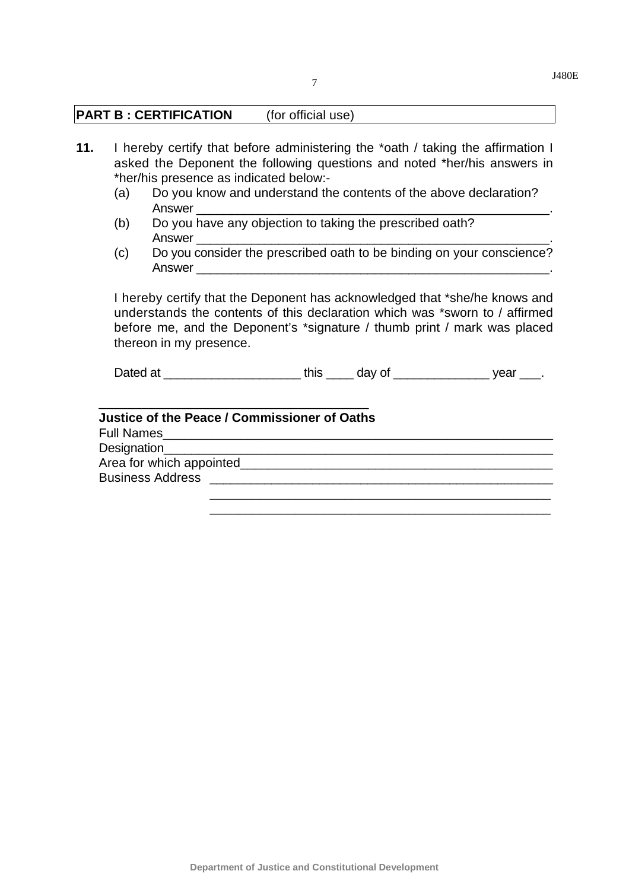**PART B : CERTIFICATION** (for official use)

**11.** I hereby certify that before administering the *oath / taking the affirmation I asked the Deponent the following questions and noted *her/his answers in *her/his presence as indicated below:-

(a) Do you know and understand the contents of the above declaration?
Answer ___________________________________________________.

(b) Do you have any objection to taking the prescribed oath?
Answer ___________________________________________________.

(c) Do you consider the prescribed oath to be binding on your conscience?
Answer ___________________________________________________.

I hereby certify that the Deponent has acknowledged that *she/he knows and understands the contents of this declaration which was *sworn to / affirmed before me, and the Deponent's *signature / thumb print / mark was placed thereon in my presence.

Dated at ____________________ this ____ day of ______________ year ___.

_______________________________________

**Justice of the Peace / Commissioner of Oaths**

Full Names___________________________________________________________

Designation___________________________________________________________

Area for which appointed_______________________________________________

Business Address _____________________________________________________

_____________________________________________________

_____________________________________________________

**Department of Justice and Constitutional Development**